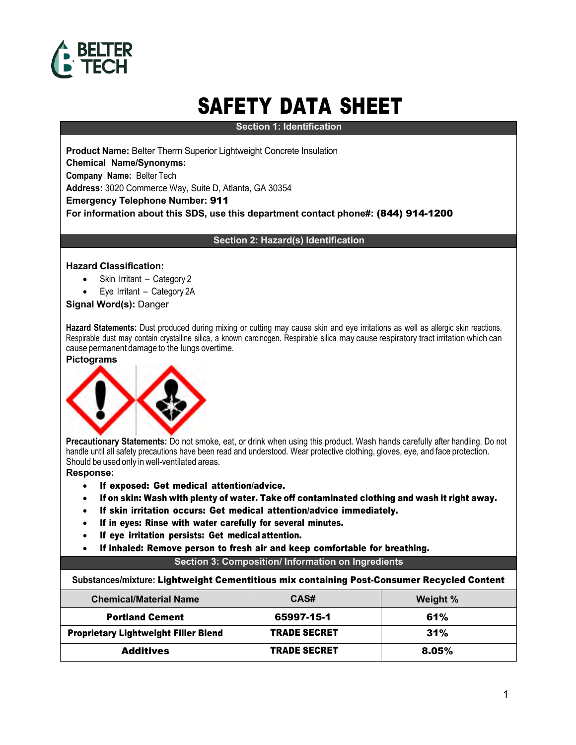# SAFETY DATA SHEET

## Section 1: Identification

**Product Name:** Belter Therm Superior Lightweight Concrete Insulation
**Chemical Name/Synonyms:**
**Company Name:** Belter Tech
**Address:** 3020 Commerce Way, Suite D, Atlanta, GA 30354
**Emergency Telephone Number: 911**
**For information about this SDS, use this department contact phone#: (844) 914-1200**

## Section 2: Hazard(s) Identification

**Hazard Classification:**

- Skin Irritant – Category 2
- Eye Irritant – Category 2A

**Signal Word(s):** Danger

**Hazard Statements:** Dust produced during mixing or cutting may cause skin and eye irritations as well as allergic skin reactions. Respirable dust may contain crystalline silica, a known carcinogen. Respirable silica may cause respiratory tract irritation which can cause permanent damage to the lungs overtime.

**Pictograms**

**Precautionary Statements:** Do not smoke, eat, or drink when using this product. Wash hands carefully after handling. Do not handle until all safety precautions have been read and understood. Wear protective clothing, gloves, eye, and face protection. Should be used only in well-ventilated areas.

**Response:**

- **If exposed: Get medical attention/advice.**
- **If on skin: Wash with plenty of water. Take off contaminated clothing and wash it right away.**
- **If skin irritation occurs: Get medical attention/advice immediately.**
- **If in eyes: Rinse with water carefully for several minutes.**
- **If eye irritation persists: Get medical attention.**
- **If inhaled: Remove person to fresh air and keep comfortable for breathing.**

## Section 3: Composition/ Information on Ingredients

Substances/mixture: **Lightweight Cementitious mix containing Post-Consumer Recycled Content**

| Chemical/Material Name | CAS# | Weight % |
|---|---|---|
| **Portland Cement** | **65997-15-1** | **61%** |
| **Proprietary Lightweight Filler Blend** | **TRADE SECRET** | **31%** |
| **Additives** | **TRADE SECRET** | **8.05%** |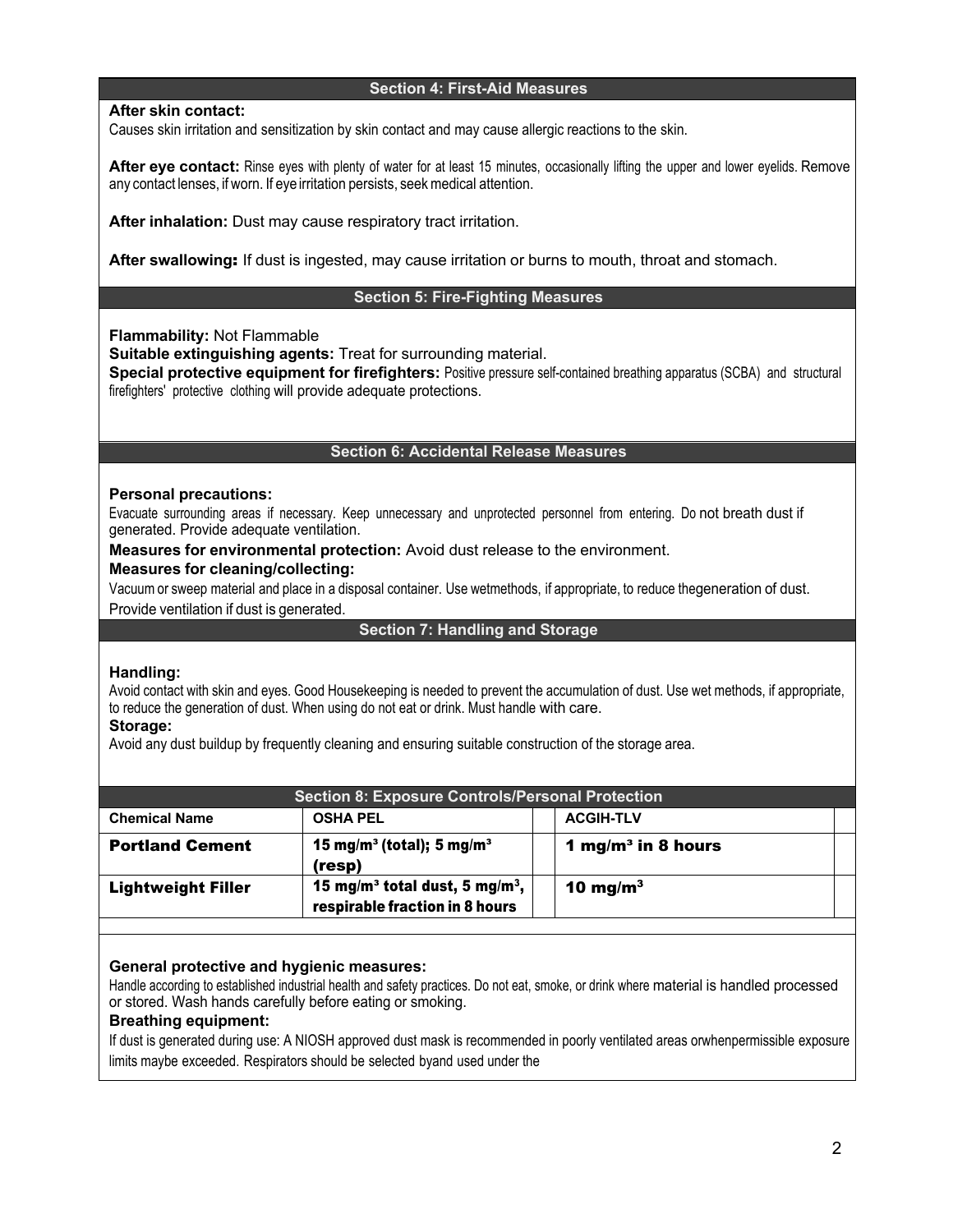## Section 4: First-Aid Measures

**After skin contact:**
Causes skin irritation and sensitization by skin contact and may cause allergic reactions to the skin.

**After eye contact:** Rinse eyes with plenty of water for at least 15 minutes, occasionally lifting the upper and lower eyelids. Remove any contact lenses, if worn. If eye irritation persists, seek medical attention.

**After inhalation:** Dust may cause respiratory tract irritation.

**After swallowing:** If dust is ingested, may cause irritation or burns to mouth, throat and stomach.

## Section 5: Fire-Fighting Measures

**Flammability:** Not Flammable
**Suitable extinguishing agents:** Treat for surrounding material.
**Special protective equipment for firefighters:** Positive pressure self-contained breathing apparatus (SCBA) and structural firefighters' protective clothing will provide adequate protections.

## Section 6: Accidental Release Measures

**Personal precautions:**
Evacuate surrounding areas if necessary. Keep unnecessary and unprotected personnel from entering. Do not breath dust if generated. Provide adequate ventilation.
**Measures for environmental protection:** Avoid dust release to the environment.
**Measures for cleaning/collecting:**
Vacuum or sweep material and place in a disposal container. Use wetmethods, if appropriate, to reduce thegeneration of dust. Provide ventilation if dust is generated.

## Section 7: Handling and Storage

**Handling:**
Avoid contact with skin and eyes. Good Housekeeping is needed to prevent the accumulation of dust. Use wet methods, if appropriate, to reduce the generation of dust. When using do not eat or drink. Must handle with care.
**Storage:**
Avoid any dust buildup by frequently cleaning and ensuring suitable construction of the storage area.

## Section 8: Exposure Controls/Personal Protection

| Chemical Name | OSHA PEL | | ACGIH-TLV | |
|---|---|---|---|---|
| **Portland Cement** | **15 mg/m³ (total); 5 mg/m³ (resp)** | | **1 mg/m³ in 8 hours** | |
| **Lightweight Filler** | **15 mg/m³ total dust, 5 mg/m³, respirable fraction in 8 hours** | | **10 mg/m³** | |

**General protective and hygienic measures:**
Handle according to established industrial health and safety practices. Do not eat, smoke, or drink where material is handled processed or stored. Wash hands carefully before eating or smoking.
**Breathing equipment:**
If dust is generated during use: A NIOSH approved dust mask is recommended in poorly ventilated areas orwhenpermissible exposure limits maybe exceeded. Respirators should be selected byand used under the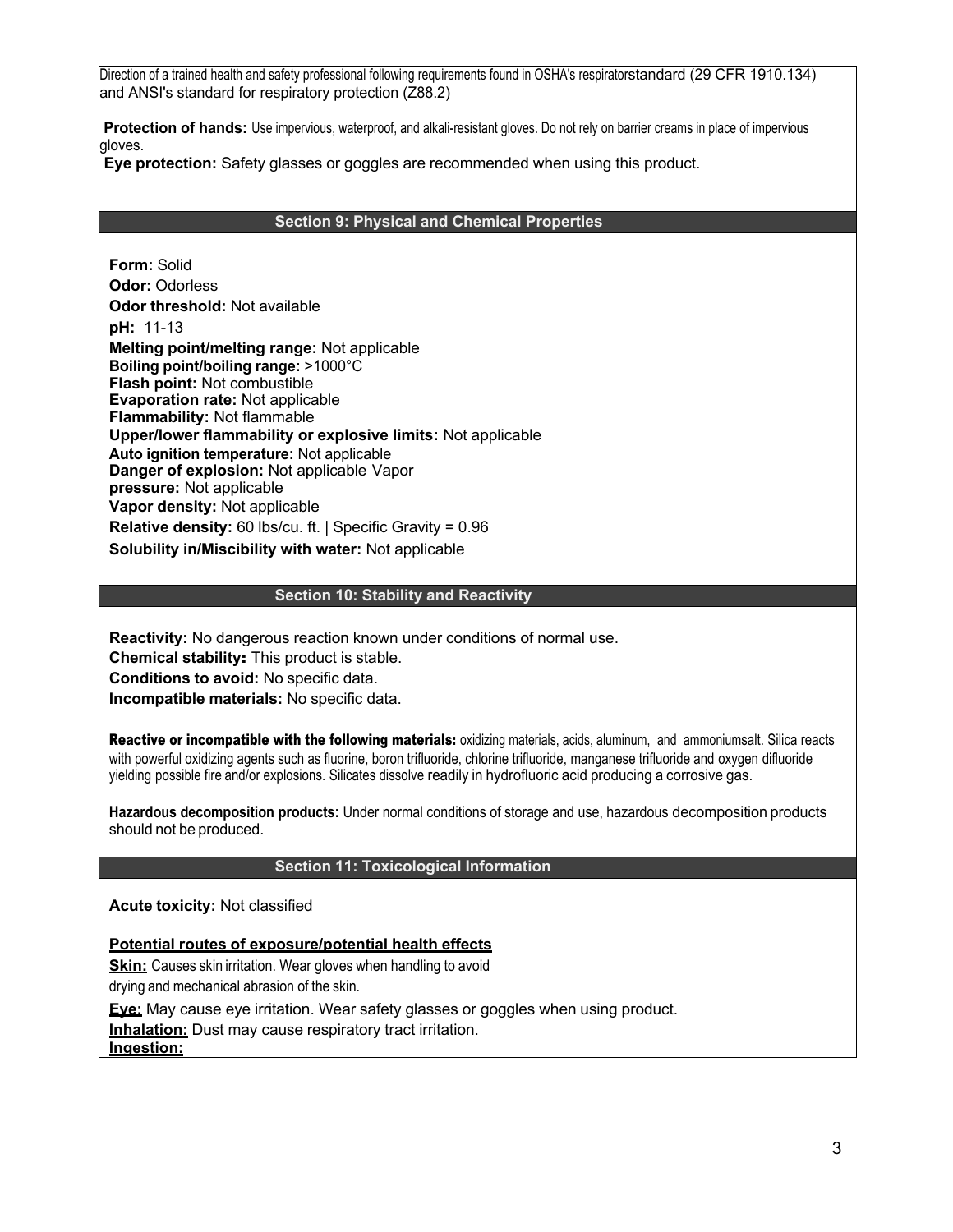Direction of a trained health and safety professional following requirements found in OSHA's respiratorstandard (29 CFR 1910.134) and ANSI's standard for respiratory protection (Z88.2)

**Protection of hands:** Use impervious, waterproof, and alkali-resistant gloves. Do not rely on barrier creams in place of impervious gloves.

**Eye protection:** Safety glasses or goggles are recommended when using this product.

## Section 9: Physical and Chemical Properties

**Form:** Solid
**Odor:** Odorless
**Odor threshold:** Not available
**pH:** 11-13
**Melting point/melting range:** Not applicable
**Boiling point/boiling range:** >1000°C
**Flash point:** Not combustible
**Evaporation rate:** Not applicable
**Flammability:** Not flammable
**Upper/lower flammability or explosive limits:** Not applicable
**Auto ignition temperature:** Not applicable
**Danger of explosion:** Not applicable
**Vapor pressure:** Not applicable
**Vapor density:** Not applicable
**Relative density:** 60 lbs/cu. ft. | Specific Gravity = 0.96
**Solubility in/Miscibility with water:** Not applicable

## Section 10: Stability and Reactivity

**Reactivity:** No dangerous reaction known under conditions of normal use.
**Chemical stability:** This product is stable.
**Conditions to avoid:** No specific data.
**Incompatible materials:** No specific data.

**Reactive or incompatible with the following materials:** oxidizing materials, acids, aluminum, and ammoniumsalt. Silica reacts with powerful oxidizing agents such as fluorine, boron trifluoride, chlorine trifluoride, manganese trifluoride and oxygen difluoride yielding possible fire and/or explosions. Silicates dissolve readily in hydrofluoric acid producing a corrosive gas.

**Hazardous decomposition products:** Under normal conditions of storage and use, hazardous decomposition products should not be produced.

## Section 11: Toxicological Information

**Acute toxicity:** Not classified

**Potential routes of exposure/potential health effects**

**Skin:** Causes skin irritation. Wear gloves when handling to avoid drying and mechanical abrasion of the skin.

**Eye:** May cause eye irritation. Wear safety glasses or goggles when using product.

**Inhalation:** Dust may cause respiratory tract irritation.

**Ingestion:**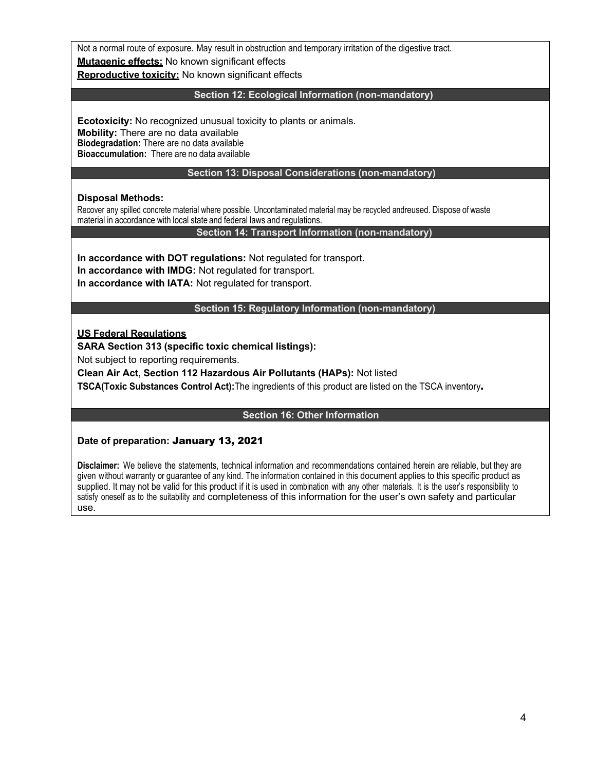Not a normal route of exposure. May result in obstruction and temporary irritation of the digestive tract.

**Mutagenic effects:** No known significant effects

**Reproductive toxicity:** No known significant effects

## Section 12: Ecological Information (non-mandatory)

**Ecotoxicity:** No recognized unusual toxicity to plants or animals.
**Mobility:** There are no data available
**Biodegradation:** There are no data available
**Bioaccumulation:** There are no data available

## Section 13: Disposal Considerations (non-mandatory)

**Disposal Methods:**
Recover any spilled concrete material where possible. Uncontaminated material may be recycled andreused. Dispose of waste material in accordance with local state and federal laws and regulations.

## Section 14: Transport Information (non-mandatory)

**In accordance with DOT regulations:** Not regulated for transport.
**In accordance with IMDG:** Not regulated for transport.
**In accordance with IATA:** Not regulated for transport.

## Section 15: Regulatory Information (non-mandatory)

**US Federal Regulations**

**SARA Section 313 (specific toxic chemical listings):**
Not subject to reporting requirements.

**Clean Air Act, Section 112 Hazardous Air Pollutants (HAPs):** Not listed

**TSCA(Toxic Substances Control Act):**The ingredients of this product are listed on the TSCA inventory.

## Section 16: Other Information

**Date of preparation:** January 13, 2021

**Disclaimer:** We believe the statements, technical information and recommendations contained herein are reliable, but they are given without warranty or guarantee of any kind. The information contained in this document applies to this specific product as supplied. It may not be valid for this product if it is used in combination with any other materials. It is the user's responsibility to satisfy oneself as to the suitability and completeness of this information for the user's own safety and particular use.